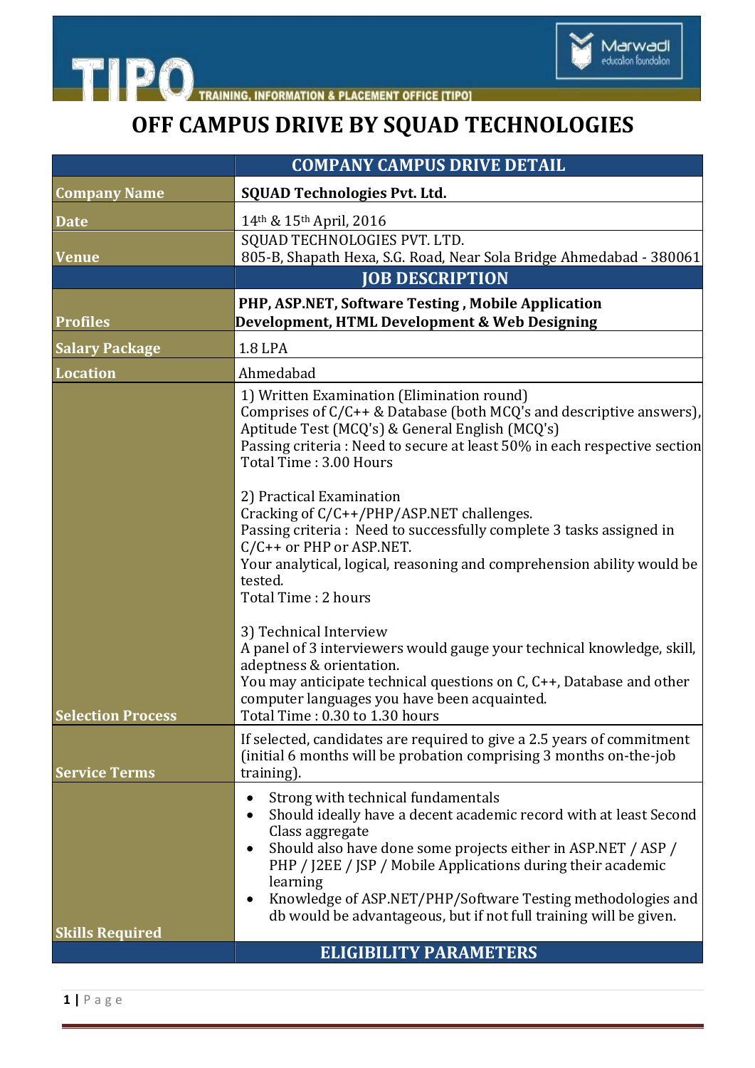# OFF CAMPUS DRIVE BY SQUAD TECHNOLOGIES

| | COMPANY CAMPUS DRIVE DETAIL |
|---|---|
| **Company Name** | **SQUAD Technologies Pvt. Ltd.** |
| **Date** | 14th & 15th April, 2016 |
| **Venue** | SQUAD TECHNOLOGIES PVT. LTD.<br>805-B, Shapath Hexa, S.G. Road, Near Sola Bridge Ahmedabad - 380061 |
| | **JOB DESCRIPTION** |
| **Profiles** | **PHP, ASP.NET, Software Testing , Mobile Application Development, HTML Development & Web Designing** |
| **Salary Package** | 1.8 LPA |
| **Location** | Ahmedabad |
| **Selection Process** | 1) Written Examination (Elimination round)<br>Comprises of C/C++ & Database (both MCQ's and descriptive answers), Aptitude Test (MCQ's) & General English (MCQ's)<br>Passing criteria : Need to secure at least 50% in each respective section<br>Total Time : 3.00 Hours<br><br>2) Practical Examination<br>Cracking of C/C++/PHP/ASP.NET challenges.<br>Passing criteria : Need to successfully complete 3 tasks assigned in C/C++ or PHP or ASP.NET.<br>Your analytical, logical, reasoning and comprehension ability would be tested.<br>Total Time : 2 hours<br><br>3) Technical Interview<br>A panel of 3 interviewers would gauge your technical knowledge, skill, adeptness & orientation.<br>You may anticipate technical questions on C, C++, Database and other computer languages you have been acquainted.<br>Total Time : 0.30 to 1.30 hours |
| **Service Terms** | If selected, candidates are required to give a 2.5 years of commitment (initial 6 months will be probation comprising 3 months on-the-job training). |
| **Skills Required** | • Strong with technical fundamentals<br>• Should ideally have a decent academic record with at least Second Class aggregate<br>• Should also have done some projects either in ASP.NET / ASP / PHP / J2EE / JSP / Mobile Applications during their academic learning<br>• Knowledge of ASP.NET/PHP/Software Testing methodologies and db would be advantageous, but if not full training will be given. |
| | **ELIGIBILITY PARAMETERS** |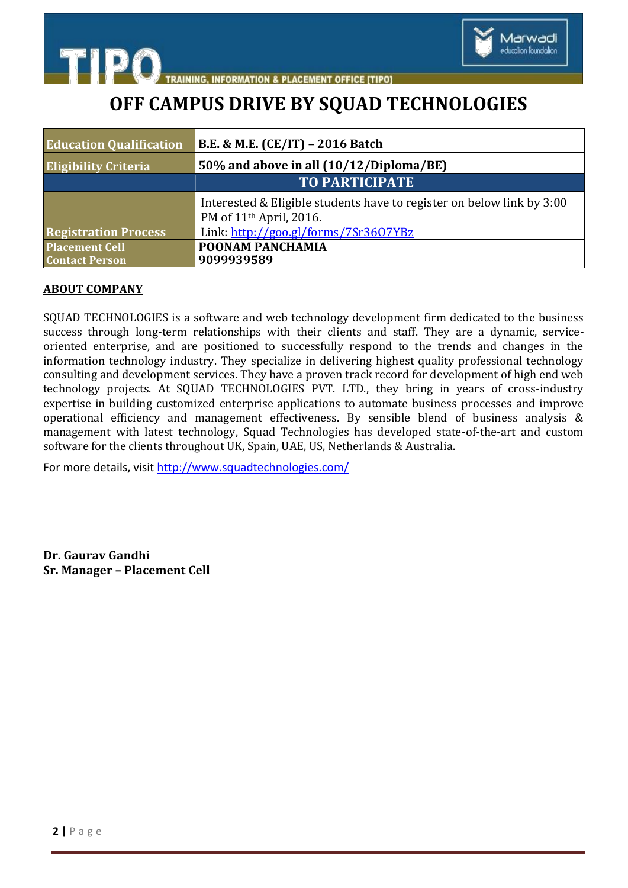# OFF CAMPUS DRIVE BY SQUAD TECHNOLOGIES

| | |
|---|---|
| **Education Qualification** | **B.E. & M.E. (CE/IT) – 2016 Batch** |
| **Eligibility Criteria** | **50% and above in all (10/12/Diploma/BE)** |
| | **TO PARTICIPATE** |
| **Registration Process** | Interested & Eligible students have to register on below link by 3:00 PM of 11th April, 2016. Link: http://goo.gl/forms/7Sr36O7YBz |
| **Placement Cell Contact Person** | **POONAM PANCHAMIA 9099939589** |

**ABOUT COMPANY**

SQUAD TECHNOLOGIES is a software and web technology development firm dedicated to the business success through long-term relationships with their clients and staff. They are a dynamic, service-oriented enterprise, and are positioned to successfully respond to the trends and changes in the information technology industry. They specialize in delivering highest quality professional technology consulting and development services. They have a proven track record for development of high end web technology projects. At SQUAD TECHNOLOGIES PVT. LTD., they bring in years of cross-industry expertise in building customized enterprise applications to automate business processes and improve operational efficiency and management effectiveness. By sensible blend of business analysis & management with latest technology, Squad Technologies has developed state-of-the-art and custom software for the clients throughout UK, Spain, UAE, US, Netherlands & Australia.

For more details, visit http://www.squadtechnologies.com/

**Dr. Gaurav Gandhi**
**Sr. Manager – Placement Cell**